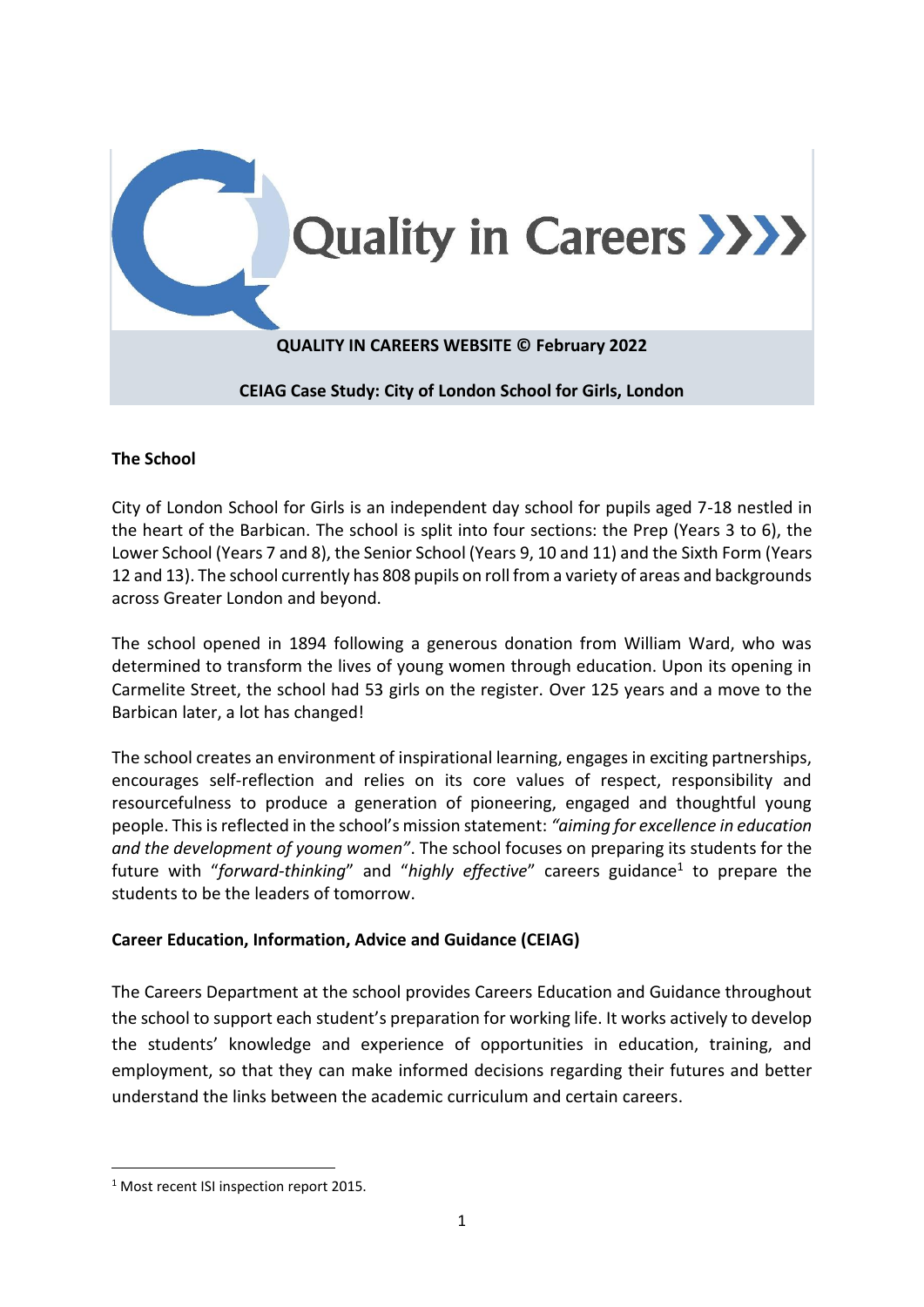# Quality in Careers

**QUALITY IN CAREERS WEBSITE © February 2022**

**CEIAG Case Study: City of London School for Girls, London**

## The School

City of London School for Girls is an independent day school for pupils aged 7-18 nestled in the heart of the Barbican. The school is split into four sections: the Prep (Years 3 to 6), the Lower School (Years 7 and 8), the Senior School (Years 9, 10 and 11) and the Sixth Form (Years 12 and 13). The school currently has 808 pupils on roll from a variety of areas and backgrounds across Greater London and beyond.

The school opened in 1894 following a generous donation from William Ward, who was determined to transform the lives of young women through education. Upon its opening in Carmelite Street, the school had 53 girls on the register. Over 125 years and a move to the Barbican later, a lot has changed!

The school creates an environment of inspirational learning, engages in exciting partnerships, encourages self-reflection and relies on its core values of respect, responsibility and resourcefulness to produce a generation of pioneering, engaged and thoughtful young people. This is reflected in the school's mission statement: *"aiming for excellence in education and the development of young women"*. The school focuses on preparing its students for the future with "*forward-thinking*" and "*highly effective*" careers guidance[1] to prepare the students to be the leaders of tomorrow.

## Career Education, Information, Advice and Guidance (CEIAG)

The Careers Department at the school provides Careers Education and Guidance throughout the school to support each student's preparation for working life. It works actively to develop the students' knowledge and experience of opportunities in education, training, and employment, so that they can make informed decisions regarding their futures and better understand the links between the academic curriculum and certain careers.

[1] Most recent ISI inspection report 2015.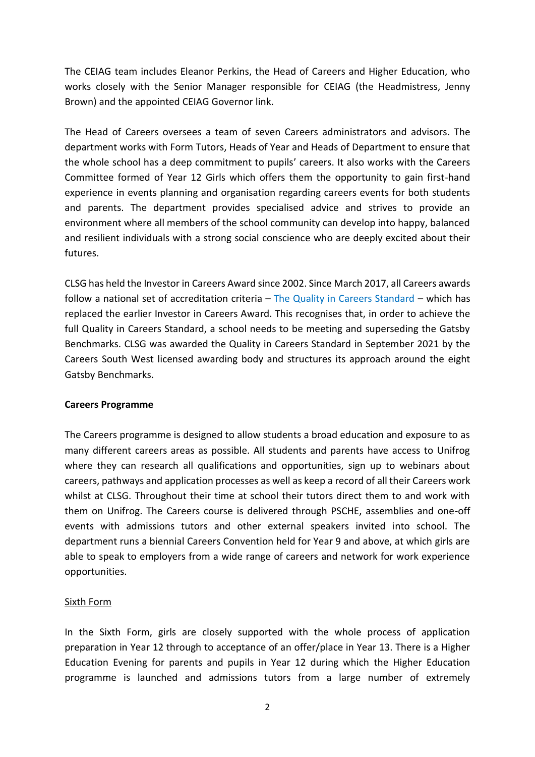The CEIAG team includes Eleanor Perkins, the Head of Careers and Higher Education, who works closely with the Senior Manager responsible for CEIAG (the Headmistress, Jenny Brown) and the appointed CEIAG Governor link.

The Head of Careers oversees a team of seven Careers administrators and advisors. The department works with Form Tutors, Heads of Year and Heads of Department to ensure that the whole school has a deep commitment to pupils' careers. It also works with the Careers Committee formed of Year 12 Girls which offers them the opportunity to gain first-hand experience in events planning and organisation regarding careers events for both students and parents. The department provides specialised advice and strives to provide an environment where all members of the school community can develop into happy, balanced and resilient individuals with a strong social conscience who are deeply excited about their futures.

CLSG has held the Investor in Careers Award since 2002. Since March 2017, all Careers awards follow a national set of accreditation criteria – The Quality in Careers Standard – which has replaced the earlier Investor in Careers Award. This recognises that, in order to achieve the full Quality in Careers Standard, a school needs to be meeting and superseding the Gatsby Benchmarks. CLSG was awarded the Quality in Careers Standard in September 2021 by the Careers South West licensed awarding body and structures its approach around the eight Gatsby Benchmarks.

**Careers Programme**

The Careers programme is designed to allow students a broad education and exposure to as many different careers areas as possible. All students and parents have access to Unifrog where they can research all qualifications and opportunities, sign up to webinars about careers, pathways and application processes as well as keep a record of all their Careers work whilst at CLSG. Throughout their time at school their tutors direct them to and work with them on Unifrog. The Careers course is delivered through PSCHE, assemblies and one-off events with admissions tutors and other external speakers invited into school. The department runs a biennial Careers Convention held for Year 9 and above, at which girls are able to speak to employers from a wide range of careers and network for work experience opportunities.

<u>Sixth Form</u>

In the Sixth Form, girls are closely supported with the whole process of application preparation in Year 12 through to acceptance of an offer/place in Year 13. There is a Higher Education Evening for parents and pupils in Year 12 during which the Higher Education programme is launched and admissions tutors from a large number of extremely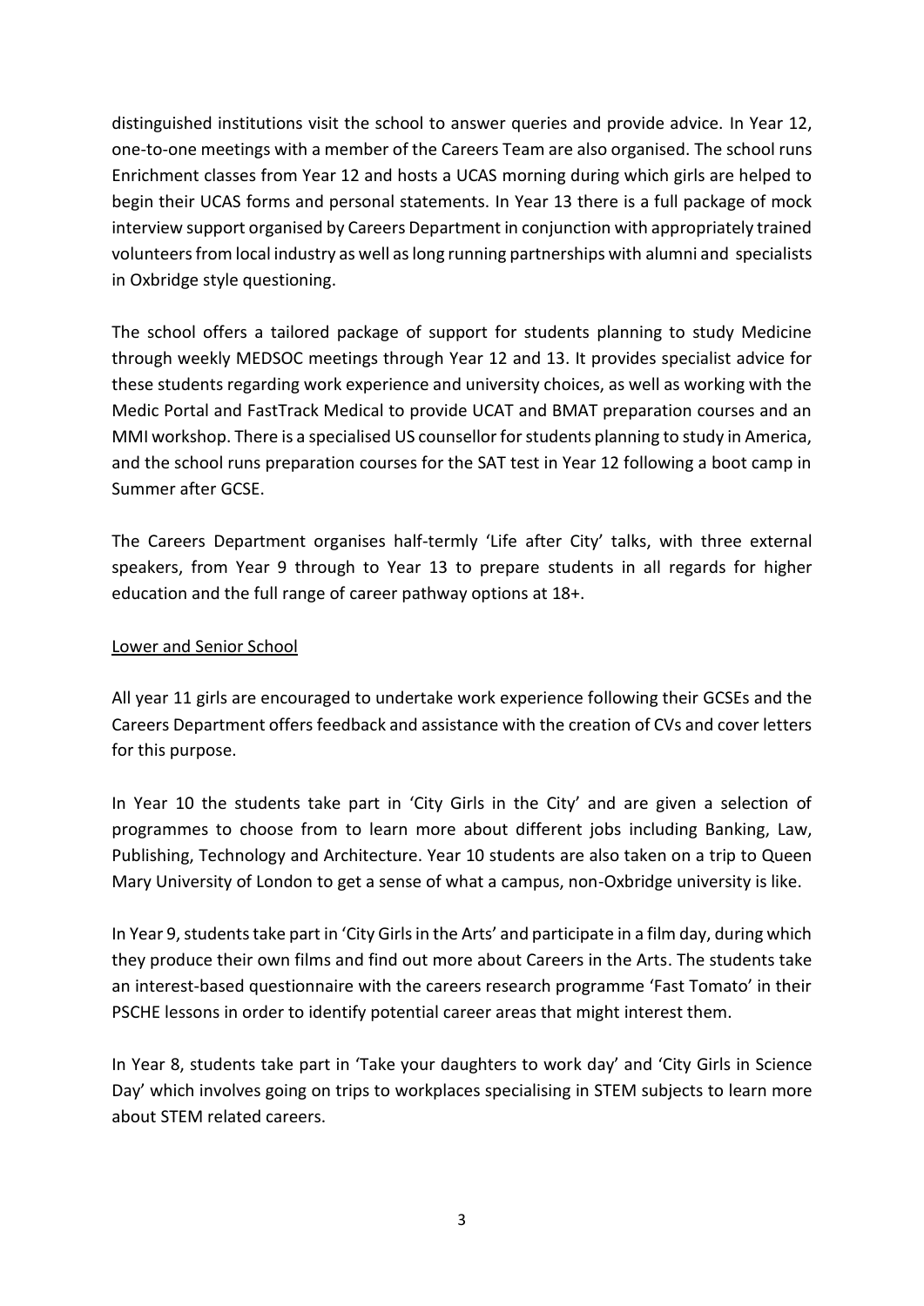distinguished institutions visit the school to answer queries and provide advice. In Year 12, one-to-one meetings with a member of the Careers Team are also organised. The school runs Enrichment classes from Year 12 and hosts a UCAS morning during which girls are helped to begin their UCAS forms and personal statements. In Year 13 there is a full package of mock interview support organised by Careers Department in conjunction with appropriately trained volunteers from local industry as well as long running partnerships with alumni and specialists in Oxbridge style questioning.

The school offers a tailored package of support for students planning to study Medicine through weekly MEDSOC meetings through Year 12 and 13. It provides specialist advice for these students regarding work experience and university choices, as well as working with the Medic Portal and FastTrack Medical to provide UCAT and BMAT preparation courses and an MMI workshop. There is a specialised US counsellor for students planning to study in America, and the school runs preparation courses for the SAT test in Year 12 following a boot camp in Summer after GCSE.

The Careers Department organises half-termly 'Life after City' talks, with three external speakers, from Year 9 through to Year 13 to prepare students in all regards for higher education and the full range of career pathway options at 18+.

Lower and Senior School

All year 11 girls are encouraged to undertake work experience following their GCSEs and the Careers Department offers feedback and assistance with the creation of CVs and cover letters for this purpose.

In Year 10 the students take part in 'City Girls in the City' and are given a selection of programmes to choose from to learn more about different jobs including Banking, Law, Publishing, Technology and Architecture. Year 10 students are also taken on a trip to Queen Mary University of London to get a sense of what a campus, non-Oxbridge university is like.

In Year 9, students take part in 'City Girls in the Arts' and participate in a film day, during which they produce their own films and find out more about Careers in the Arts. The students take an interest-based questionnaire with the careers research programme 'Fast Tomato' in their PSCHE lessons in order to identify potential career areas that might interest them.

In Year 8, students take part in 'Take your daughters to work day' and 'City Girls in Science Day' which involves going on trips to workplaces specialising in STEM subjects to learn more about STEM related careers.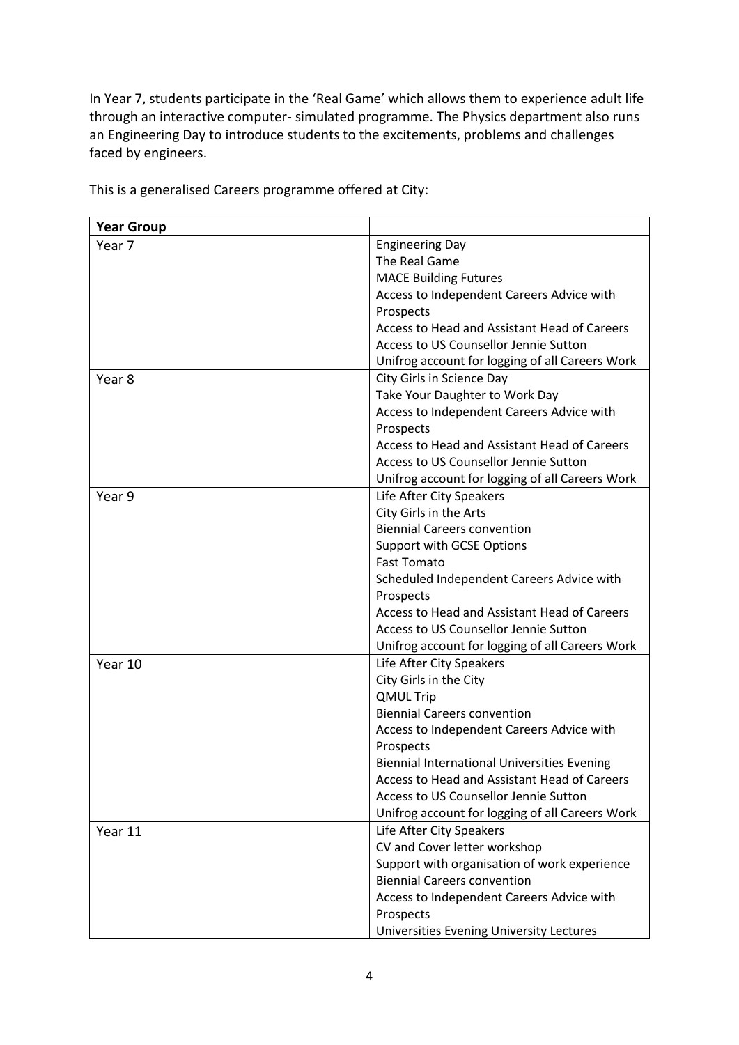In Year 7, students participate in the 'Real Game' which allows them to experience adult life through an interactive computer- simulated programme. The Physics department also runs an Engineering Day to introduce students to the excitements, problems and challenges faced by engineers.

This is a generalised Careers programme offered at City:

| **Year Group** | |
|---|---|
| Year 7 | Engineering Day<br>The Real Game<br>MACE Building Futures<br>Access to Independent Careers Advice with Prospects<br>Access to Head and Assistant Head of Careers<br>Access to US Counsellor Jennie Sutton<br>Unifrog account for logging of all Careers Work |
| Year 8 | City Girls in Science Day<br>Take Your Daughter to Work Day<br>Access to Independent Careers Advice with Prospects<br>Access to Head and Assistant Head of Careers<br>Access to US Counsellor Jennie Sutton<br>Unifrog account for logging of all Careers Work |
| Year 9 | Life After City Speakers<br>City Girls in the Arts<br>Biennial Careers convention<br>Support with GCSE Options<br>Fast Tomato<br>Scheduled Independent Careers Advice with Prospects<br>Access to Head and Assistant Head of Careers<br>Access to US Counsellor Jennie Sutton<br>Unifrog account for logging of all Careers Work |
| Year 10 | Life After City Speakers<br>City Girls in the City<br>QMUL Trip<br>Biennial Careers convention<br>Access to Independent Careers Advice with Prospects<br>Biennial International Universities Evening<br>Access to Head and Assistant Head of Careers<br>Access to US Counsellor Jennie Sutton<br>Unifrog account for logging of all Careers Work |
| Year 11 | Life After City Speakers<br>CV and Cover letter workshop<br>Support with organisation of work experience<br>Biennial Careers convention<br>Access to Independent Careers Advice with Prospects<br>Universities Evening University Lectures |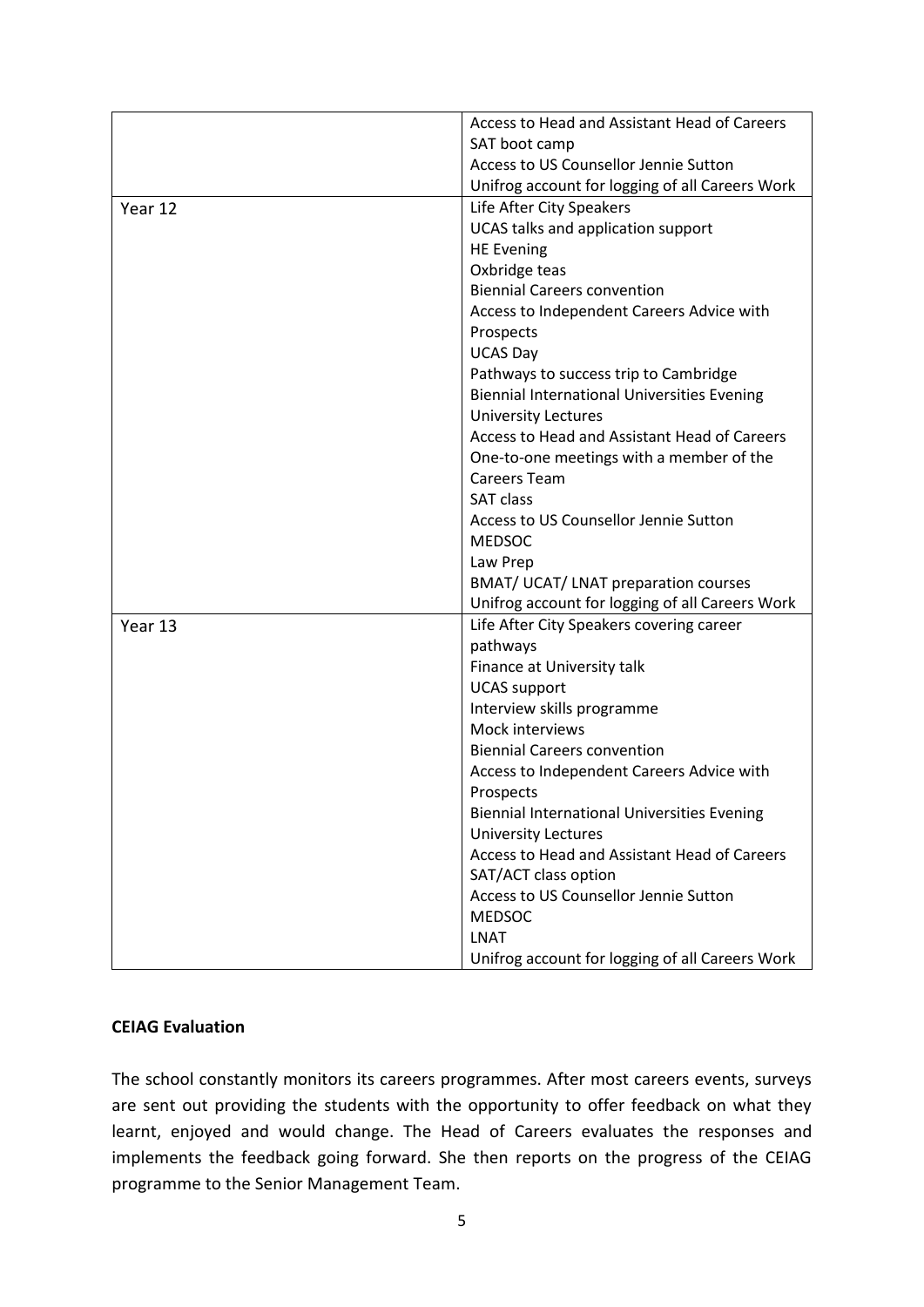| | |
|---|---|
| | Access to Head and Assistant Head of Careers<br>SAT boot camp<br>Access to US Counsellor Jennie Sutton<br>Unifrog account for logging of all Careers Work |
| Year 12 | Life After City Speakers<br>UCAS talks and application support<br>HE Evening<br>Oxbridge teas<br>Biennial Careers convention<br>Access to Independent Careers Advice with Prospects<br>UCAS Day<br>Pathways to success trip to Cambridge<br>Biennial International Universities Evening<br>University Lectures<br>Access to Head and Assistant Head of Careers<br>One-to-one meetings with a member of the Careers Team<br>SAT class<br>Access to US Counsellor Jennie Sutton<br>MEDSOC<br>Law Prep<br>BMAT/ UCAT/ LNAT preparation courses<br>Unifrog account for logging of all Careers Work |
| Year 13 | Life After City Speakers covering career pathways<br>Finance at University talk<br>UCAS support<br>Interview skills programme<br>Mock interviews<br>Biennial Careers convention<br>Access to Independent Careers Advice with Prospects<br>Biennial International Universities Evening<br>University Lectures<br>Access to Head and Assistant Head of Careers<br>SAT/ACT class option<br>Access to US Counsellor Jennie Sutton<br>MEDSOC<br>LNAT<br>Unifrog account for logging of all Careers Work |

**CEIAG Evaluation**

The school constantly monitors its careers programmes. After most careers events, surveys are sent out providing the students with the opportunity to offer feedback on what they learnt, enjoyed and would change. The Head of Careers evaluates the responses and implements the feedback going forward. She then reports on the progress of the CEIAG programme to the Senior Management Team.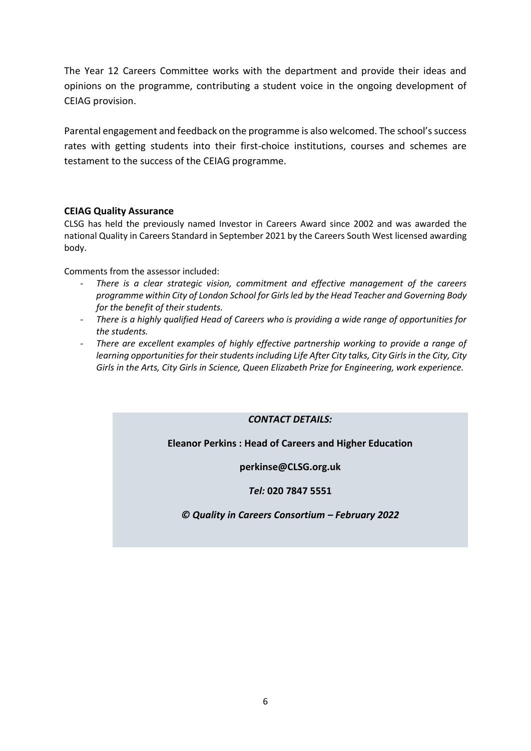The Year 12 Careers Committee works with the department and provide their ideas and opinions on the programme, contributing a student voice in the ongoing development of CEIAG provision.

Parental engagement and feedback on the programme is also welcomed. The school's success rates with getting students into their first-choice institutions, courses and schemes are testament to the success of the CEIAG programme.

**CEIAG Quality Assurance**

CLSG has held the previously named Investor in Careers Award since 2002 and was awarded the national Quality in Careers Standard in September 2021 by the Careers South West licensed awarding body.

Comments from the assessor included:

- *There is a clear strategic vision, commitment and effective management of the careers programme within City of London School for Girls led by the Head Teacher and Governing Body for the benefit of their students.*
- *There is a highly qualified Head of Careers who is providing a wide range of opportunities for the students.*
- *There are excellent examples of highly effective partnership working to provide a range of learning opportunities for their students including Life After City talks, City Girls in the City, City Girls in the Arts, City Girls in Science, Queen Elizabeth Prize for Engineering, work experience.*

***CONTACT DETAILS:***

**Eleanor Perkins : Head of Careers and Higher Education**

**perkinse@CLSG.org.uk**

***Tel:* 020 7847 5551**

***© Quality in Careers Consortium – February 2022***